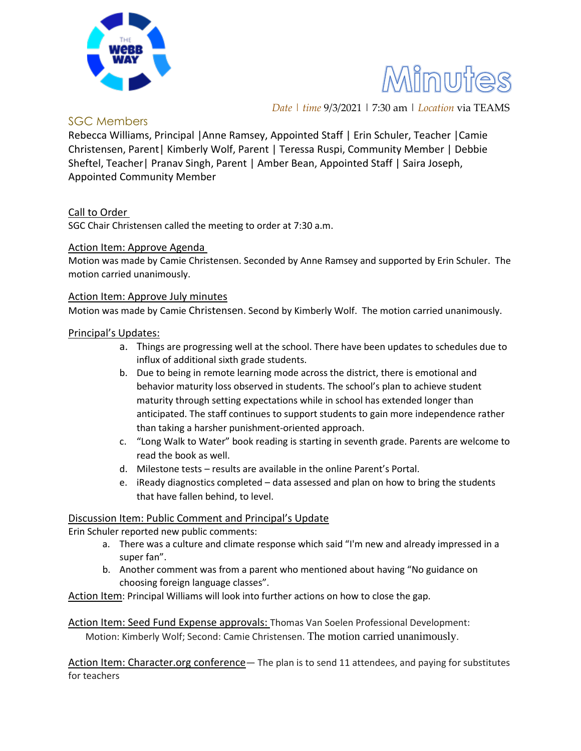# Minutes

*Date | time* 9/3/2021 | 7:30 am | *Location* via TEAMS

## SGC Members

Rebecca Williams, Principal |Anne Ramsey, Appointed Staff | Erin Schuler, Teacher |Camie Christensen, Parent| Kimberly Wolf, Parent | Teressa Ruspi, Community Member | Debbie Sheftel, Teacher| Pranav Singh, Parent | Amber Bean, Appointed Staff | Saira Joseph, Appointed Community Member

### Call to Order

SGC Chair Christensen called the meeting to order at 7:30 a.m.

### Action Item: Approve Agenda

Motion was made by Camie Christensen. Seconded by Anne Ramsey and supported by Erin Schuler. The motion carried unanimously.

### Action Item: Approve July minutes

Motion was made by Camie Christensen. Second by Kimberly Wolf. The motion carried unanimously.

### Principal's Updates:

a. Things are progressing well at the school. There have been updates to schedules due to influx of additional sixth grade students.
b. Due to being in remote learning mode across the district, there is emotional and behavior maturity loss observed in students. The school's plan to achieve student maturity through setting expectations while in school has extended longer than anticipated. The staff continues to support students to gain more independence rather than taking a harsher punishment-oriented approach.
c. "Long Walk to Water" book reading is starting in seventh grade. Parents are welcome to read the book as well.
d. Milestone tests – results are available in the online Parent's Portal.
e. iReady diagnostics completed – data assessed and plan on how to bring the students that have fallen behind, to level.

### Discussion Item: Public Comment and Principal's Update

Erin Schuler reported new public comments:

a. There was a culture and climate response which said "I'm new and already impressed in a super fan".
b. Another comment was from a parent who mentioned about having "No guidance on choosing foreign language classes".

Action Item: Principal Williams will look into further actions on how to close the gap.

### Action Item: Seed Fund Expense approvals:

Thomas Van Soelen Professional Development:
Motion: Kimberly Wolf; Second: Camie Christensen. The motion carried unanimously.

### Action Item: Character.org conference

— The plan is to send 11 attendees, and paying for substitutes for teachers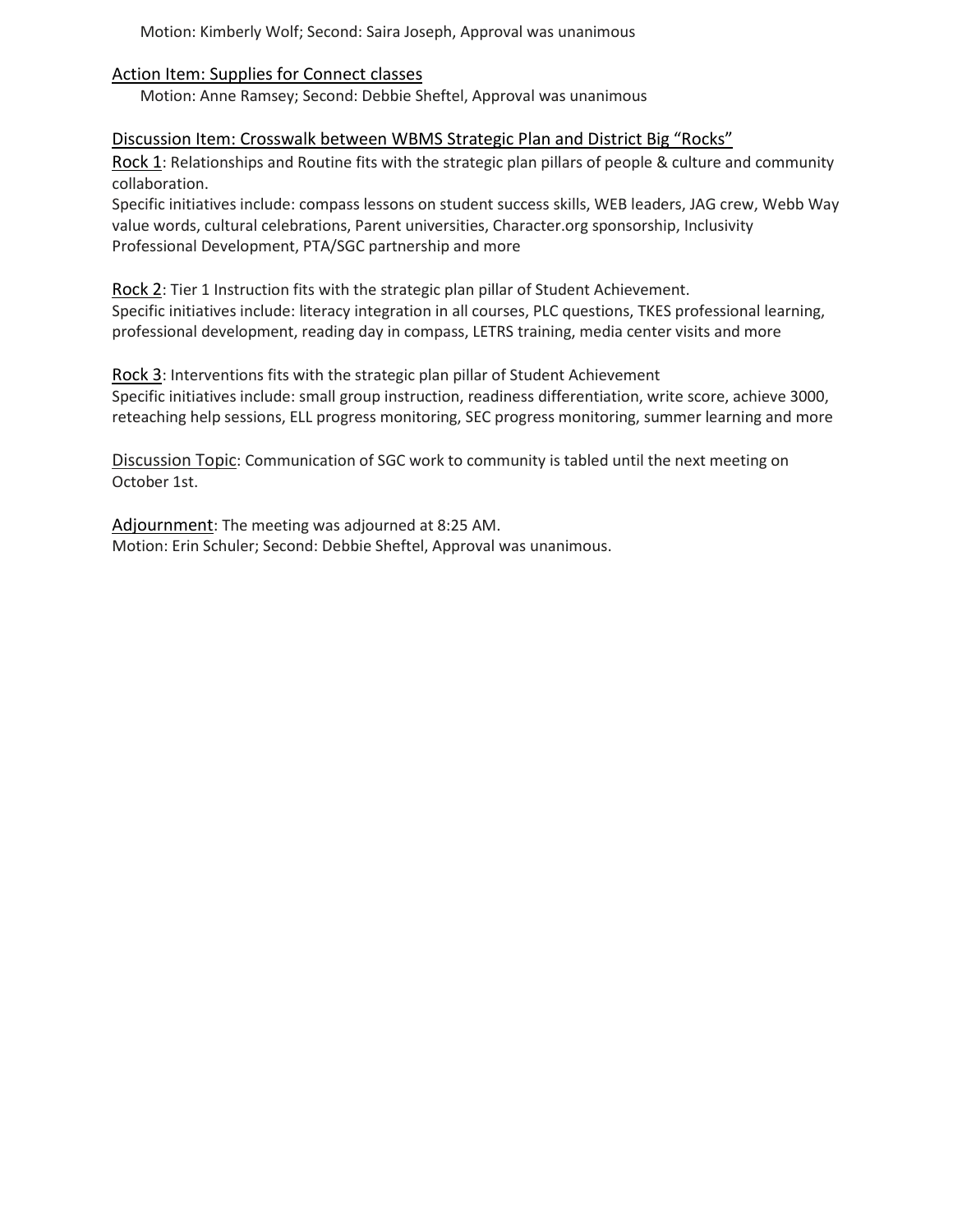Motion: Kimberly Wolf; Second: Saira Joseph, Approval was unanimous

Action Item: Supplies for Connect classes

Motion: Anne Ramsey; Second: Debbie Sheftel, Approval was unanimous

Discussion Item: Crosswalk between WBMS Strategic Plan and District Big "Rocks"

Rock 1: Relationships and Routine fits with the strategic plan pillars of people & culture and community collaboration.
Specific initiatives include: compass lessons on student success skills, WEB leaders, JAG crew, Webb Way value words, cultural celebrations, Parent universities, Character.org sponsorship, Inclusivity Professional Development, PTA/SGC partnership and more

Rock 2: Tier 1 Instruction fits with the strategic plan pillar of Student Achievement.
Specific initiatives include: literacy integration in all courses, PLC questions, TKES professional learning, professional development, reading day in compass, LETRS training, media center visits and more

Rock 3: Interventions fits with the strategic plan pillar of Student Achievement
Specific initiatives include: small group instruction, readiness differentiation, write score, achieve 3000, reteaching help sessions, ELL progress monitoring, SEC progress monitoring, summer learning and more

Discussion Topic: Communication of SGC work to community is tabled until the next meeting on October 1st.

Adjournment: The meeting was adjourned at 8:25 AM.
Motion: Erin Schuler; Second: Debbie Sheftel, Approval was unanimous.